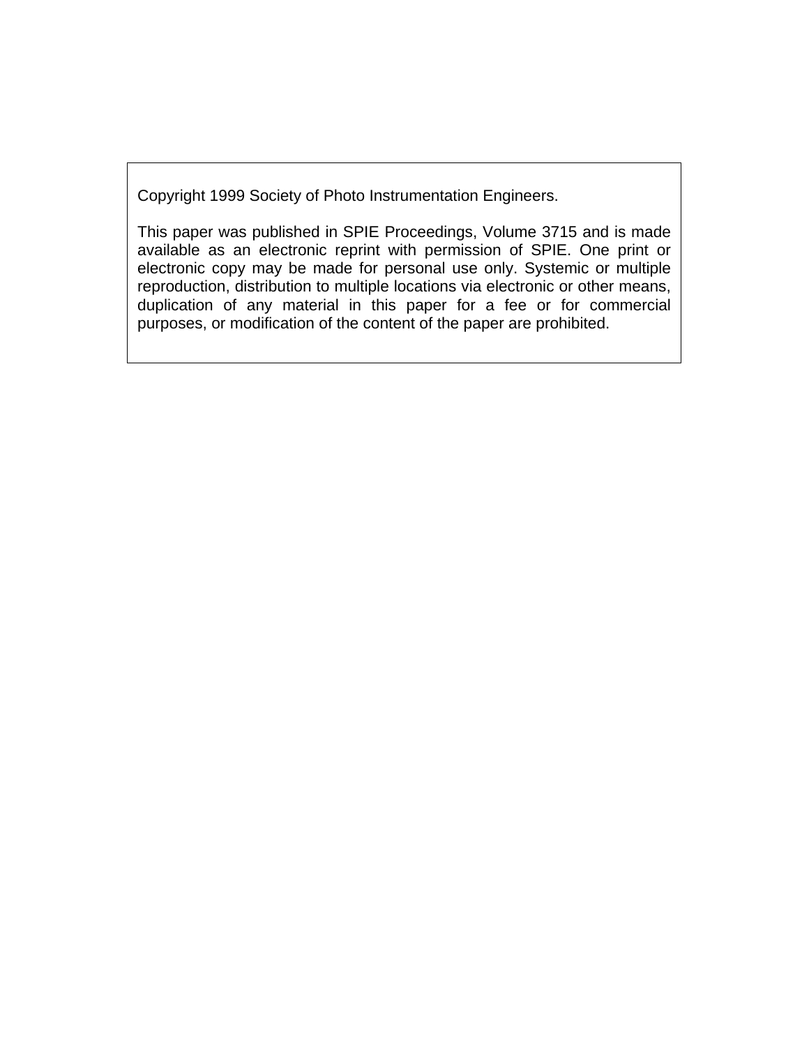Copyright 1999 Society of Photo Instrumentation Engineers.

This paper was published in SPIE Proceedings, Volume 3715 and is made available as an electronic reprint with permission of SPIE. One print or electronic copy may be made for personal use only. Systemic or multiple reproduction, distribution to multiple locations via electronic or other means, duplication of any material in this paper for a fee or for commercial purposes, or modification of the content of the paper are prohibited.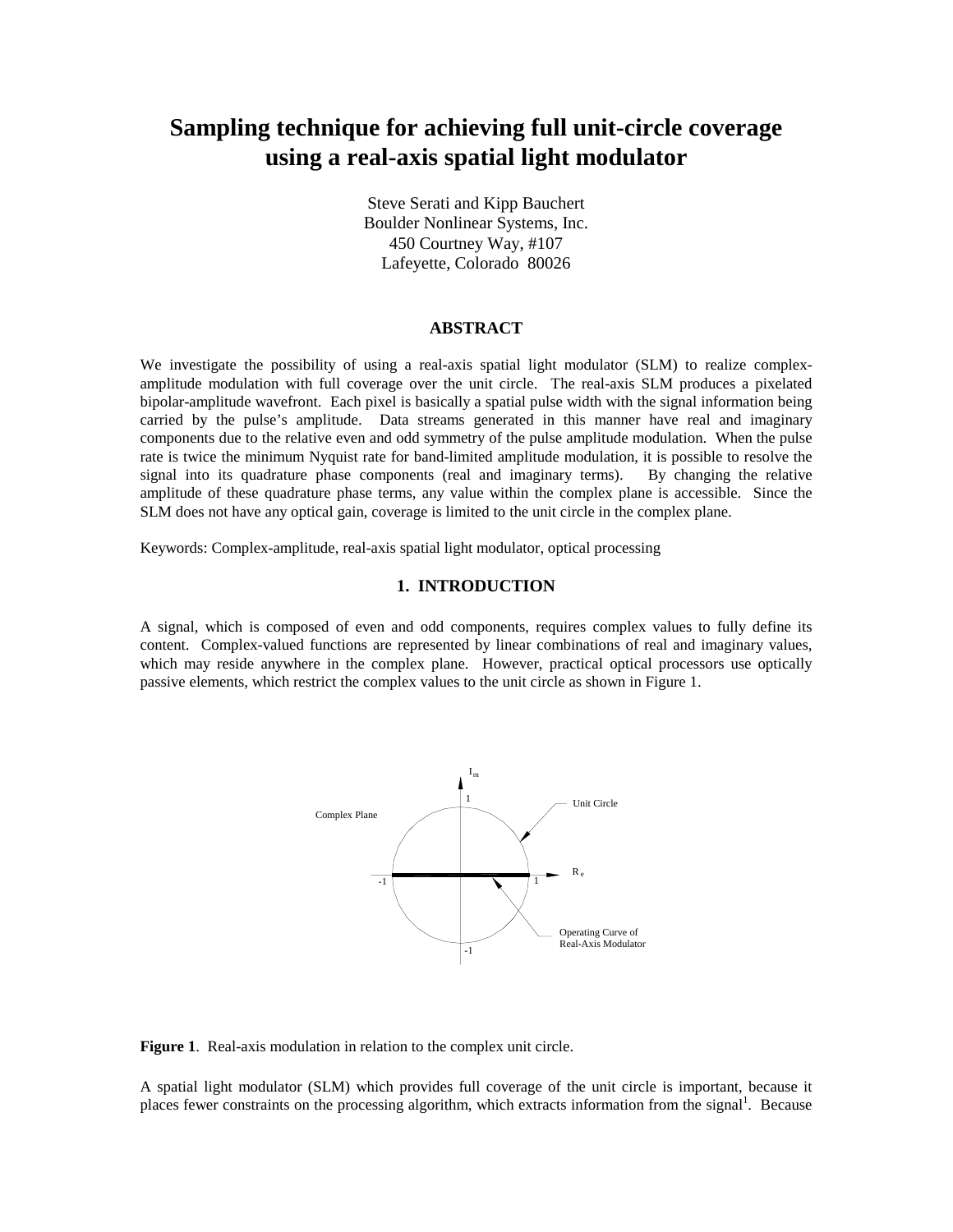# Sampling technique for achieving full unit-circle coverage using a real-axis spatial light modulator

Steve Serati and Kipp Bauchert
Boulder Nonlinear Systems, Inc.
450 Courtney Way, #107
Lafeyette, Colorado 80026

## ABSTRACT

We investigate the possibility of using a real-axis spatial light modulator (SLM) to realize complex-amplitude modulation with full coverage over the unit circle. The real-axis SLM produces a pixelated bipolar-amplitude wavefront. Each pixel is basically a spatial pulse width with the signal information being carried by the pulse's amplitude. Data streams generated in this manner have real and imaginary components due to the relative even and odd symmetry of the pulse amplitude modulation. When the pulse rate is twice the minimum Nyquist rate for band-limited amplitude modulation, it is possible to resolve the signal into its quadrature phase components (real and imaginary terms). By changing the relative amplitude of these quadrature phase terms, any value within the complex plane is accessible. Since the SLM does not have any optical gain, coverage is limited to the unit circle in the complex plane.

Keywords: Complex-amplitude, real-axis spatial light modulator, optical processing

## 1. INTRODUCTION

A signal, which is composed of even and odd components, requires complex values to fully define its content. Complex-valued functions are represented by linear combinations of real and imaginary values, which may reside anywhere in the complex plane. However, practical optical processors use optically passive elements, which restrict the complex values to the unit circle as shown in Figure 1.

**Figure 1**. Real-axis modulation in relation to the complex unit circle.

A spatial light modulator (SLM) which provides full coverage of the unit circle is important, because it places fewer constraints on the processing algorithm, which extracts information from the signal[1]. Because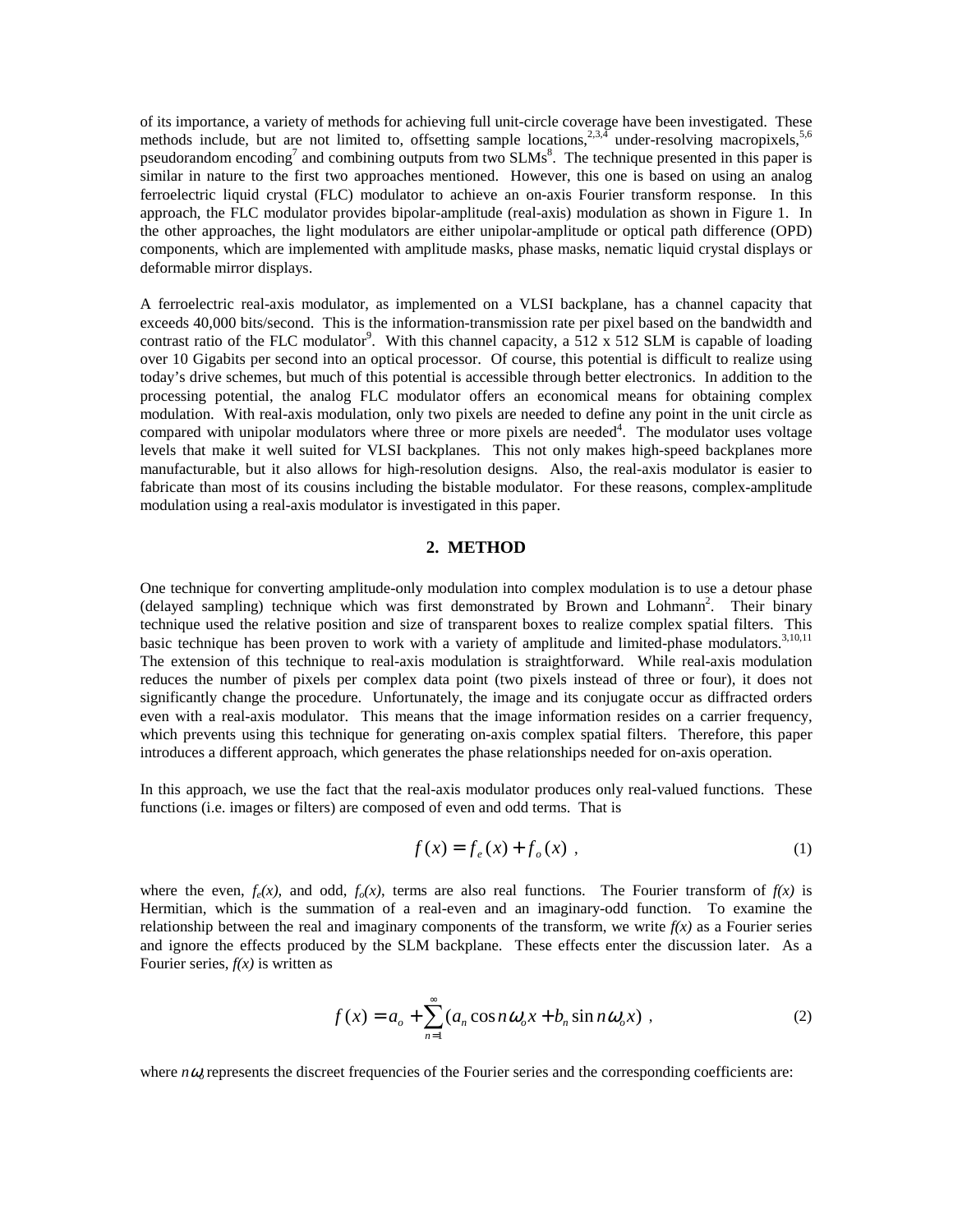of its importance, a variety of methods for achieving full unit-circle coverage have been investigated. These methods include, but are not limited to, offsetting sample locations,[2,3,4] under-resolving macropixels,[5,6] pseudorandom encoding[7] and combining outputs from two SLMs[8]. The technique presented in this paper is similar in nature to the first two approaches mentioned. However, this one is based on using an analog ferroelectric liquid crystal (FLC) modulator to achieve an on-axis Fourier transform response. In this approach, the FLC modulator provides bipolar-amplitude (real-axis) modulation as shown in Figure 1. In the other approaches, the light modulators are either unipolar-amplitude or optical path difference (OPD) components, which are implemented with amplitude masks, phase masks, nematic liquid crystal displays or deformable mirror displays.

A ferroelectric real-axis modulator, as implemented on a VLSI backplane, has a channel capacity that exceeds 40,000 bits/second. This is the information-transmission rate per pixel based on the bandwidth and contrast ratio of the FLC modulator[9]. With this channel capacity, a 512 x 512 SLM is capable of loading over 10 Gigabits per second into an optical processor. Of course, this potential is difficult to realize using today's drive schemes, but much of this potential is accessible through better electronics. In addition to the processing potential, the analog FLC modulator offers an economical means for obtaining complex modulation. With real-axis modulation, only two pixels are needed to define any point in the unit circle as compared with unipolar modulators where three or more pixels are needed[4]. The modulator uses voltage levels that make it well suited for VLSI backplanes. This not only makes high-speed backplanes more manufacturable, but it also allows for high-resolution designs. Also, the real-axis modulator is easier to fabricate than most of its cousins including the bistable modulator. For these reasons, complex-amplitude modulation using a real-axis modulator is investigated in this paper.

## 2. METHOD

One technique for converting amplitude-only modulation into complex modulation is to use a detour phase (delayed sampling) technique which was first demonstrated by Brown and Lohmann[2]. Their binary technique used the relative position and size of transparent boxes to realize complex spatial filters. This basic technique has been proven to work with a variety of amplitude and limited-phase modulators.[3,10,11] The extension of this technique to real-axis modulation is straightforward. While real-axis modulation reduces the number of pixels per complex data point (two pixels instead of three or four), it does not significantly change the procedure. Unfortunately, the image and its conjugate occur as diffracted orders even with a real-axis modulator. This means that the image information resides on a carrier frequency, which prevents using this technique for generating on-axis complex spatial filters. Therefore, this paper introduces a different approach, which generates the phase relationships needed for on-axis operation.

In this approach, we use the fact that the real-axis modulator produces only real-valued functions. These functions (i.e. images or filters) are composed of even and odd terms. That is

$$f(x) = f_e(x) + f_o(x) \ , \tag{1}$$

where the even, $f_e(x)$, and odd, $f_o(x)$, terms are also real functions. The Fourier transform of $f(x)$ is Hermitian, which is the summation of a real-even and an imaginary-odd function. To examine the relationship between the real and imaginary components of the transform, we write $f(x)$ as a Fourier series and ignore the effects produced by the SLM backplane. These effects enter the discussion later. As a Fourier series, $f(x)$ is written as

$$f(x) = a_o + \sum_{n=1}^{\infty} (a_n \cos n\omega_o x + b_n \sin n\omega_o x) \ , \tag{2}$$

where $n\omega_o$ represents the discreet frequencies of the Fourier series and the corresponding coefficients are: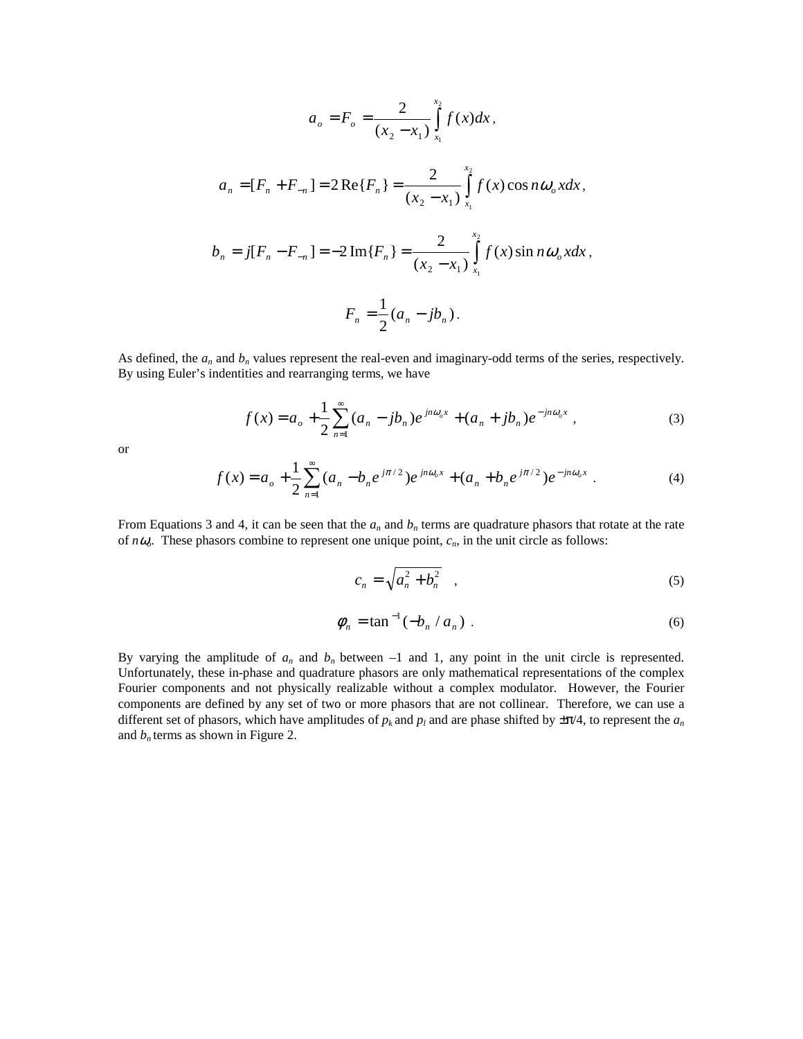$$a_o = F_o = \frac{2}{(x_2 - x_1)} \int_{x_1}^{x_2} f(x) dx \, ,$$

$$a_n = [F_n + F_{-n}] = 2\,\mathrm{Re}\{F_n\} = \frac{2}{(x_2 - x_1)} \int_{x_1}^{x_2} f(x) \cos n\omega_o x dx \, ,$$

$$b_n = j[F_n - F_{-n}] = -2\,\mathrm{Im}\{F_n\} = \frac{2}{(x_2 - x_1)} \int_{x_1}^{x_2} f(x) \sin n\omega_o x dx \, ,$$

$$F_n = \frac{1}{2}(a_n - jb_n) \, .$$

As defined, the $a_n$ and $b_n$ values represent the real-even and imaginary-odd terms of the series, respectively. By using Euler's indentities and rearranging terms, we have

$$f(x) = a_o + \frac{1}{2} \sum_{n=1}^{\infty} (a_n - jb_n) e^{jn\omega_o x} + (a_n + jb_n) e^{-jn\omega_o x} \, , \tag{3}$$

or

$$f(x) = a_o + \frac{1}{2} \sum_{n=1}^{\infty} (a_n - b_n e^{j\pi/2}) e^{jn\omega_o x} + (a_n + b_n e^{j\pi/2}) e^{-jn\omega_o x} \, . \tag{4}$$

From Equations 3 and 4, it can be seen that the $a_n$ and $b_n$ terms are quadrature phasors that rotate at the rate of $n\omega_o$. These phasors combine to represent one unique point, $c_n$, in the unit circle as follows:

$$c_n = \sqrt{a_n^2 + b_n^2} \quad , \tag{5}$$

$$\phi_n = \tan^{-1}(-b_n / a_n) \, . \tag{6}$$

By varying the amplitude of $a_n$ and $b_n$ between –1 and 1, any point in the unit circle is represented. Unfortunately, these in-phase and quadrature phasors are only mathematical representations of the complex Fourier components and not physically realizable without a complex modulator. However, the Fourier components are defined by any set of two or more phasors that are not collinear. Therefore, we can use a different set of phasors, which have amplitudes of $p_k$ and $p_l$ and are phase shifted by $\pm\pi/4$, to represent the $a_n$ and $b_n$ terms as shown in Figure 2.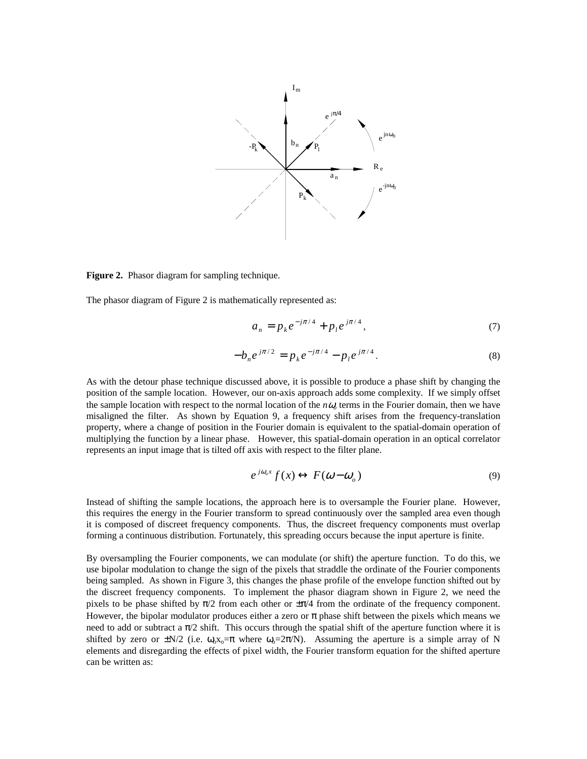**Figure 2.** Phasor diagram for sampling technique.

The phasor diagram of Figure 2 is mathematically represented as:

$$a_n = p_k e^{-j\pi/4} + p_l e^{j\pi/4}, \tag{7}$$

$$-b_n e^{j\pi/2} = p_k e^{-j\pi/4} - p_l e^{j\pi/4}. \tag{8}$$

As with the detour phase technique discussed above, it is possible to produce a phase shift by changing the position of the sample location. However, our on-axis approach adds some complexity. If we simply offset the sample location with respect to the normal location of the $n\omega_o$ terms in the Fourier domain, then we have misaligned the filter. As shown by Equation 9, a frequency shift arises from the frequency-translation property, where a change of position in the Fourier domain is equivalent to the spatial-domain operation of multiplying the function by a linear phase. However, this spatial-domain operation in an optical correlator represents an input image that is tilted off axis with respect to the filter plane.

$$e^{j\omega_o x} f(x) \leftrightarrow F(\omega - \omega_o) \tag{9}$$

Instead of shifting the sample locations, the approach here is to oversample the Fourier plane. However, this requires the energy in the Fourier transform to spread continuously over the sampled area even though it is composed of discreet frequency components. Thus, the discreet frequency components must overlap forming a continuous distribution. Fortunately, this spreading occurs because the input aperture is finite.

By oversampling the Fourier components, we can modulate (or shift) the aperture function. To do this, we use bipolar modulation to change the sign of the pixels that straddle the ordinate of the Fourier components being sampled. As shown in Figure 3, this changes the phase profile of the envelope function shifted out by the discreet frequency components. To implement the phasor diagram shown in Figure 2, we need the pixels to be phase shifted by $\pi/2$ from each other or $\pm\pi/4$ from the ordinate of the frequency component. However, the bipolar modulator produces either a zero or $\pi$ phase shift between the pixels which means we need to add or subtract a $\pi/2$ shift. This occurs through the spatial shift of the aperture function where it is shifted by zero or $\pm N/2$ (i.e. $\omega_o x_o = \pi$ where $\omega_o = 2\pi/N$). Assuming the aperture is a simple array of N elements and disregarding the effects of pixel width, the Fourier transform equation for the shifted aperture can be written as: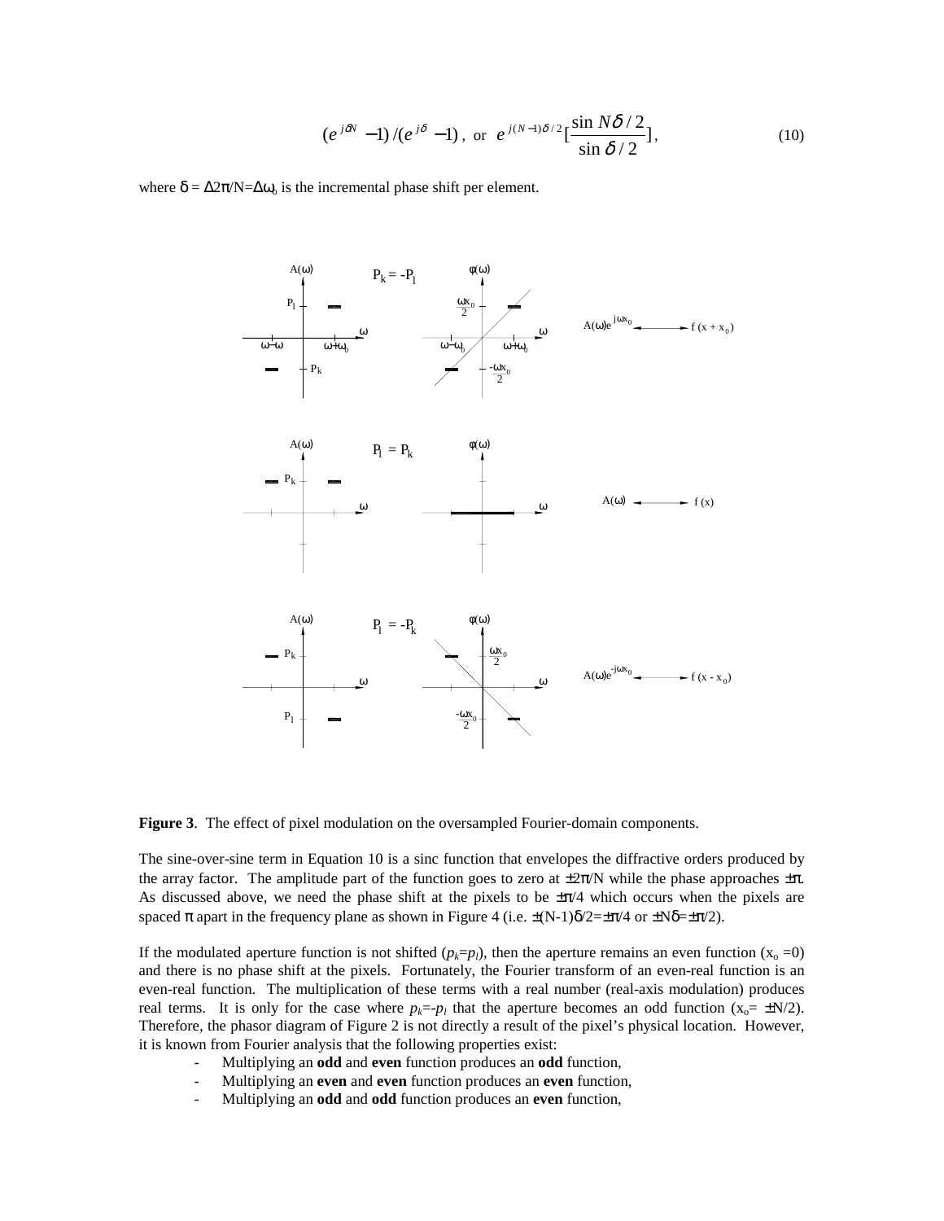$$(e^{j\delta N}-1)/(e^{j\delta}-1)\text{, or } e^{j(N-1)\delta/2}[\frac{\sin N\delta/2}{\sin\delta/2}], \tag{10}$$

where $\delta = \Delta 2\pi/N = \Delta\omega_0$ is the incremental phase shift per element.

**Figure 3**. The effect of pixel modulation on the oversampled Fourier-domain components.

The sine-over-sine term in Equation 10 is a sinc function that envelopes the diffractive orders produced by the array factor. The amplitude part of the function goes to zero at $\pm 2\pi/N$ while the phase approaches $\pm\pi$. As discussed above, we need the phase shift at the pixels to be $\pm\pi/4$ which occurs when the pixels are spaced $\pi$ apart in the frequency plane as shown in Figure 4 (i.e. $\pm(N-1)\delta/2=\pm\pi/4$ or $\pm N\delta=\pm\pi/2$).

If the modulated aperture function is not shifted ($p_k=p_l$), then the aperture remains an even function ($x_o=0$) and there is no phase shift at the pixels. Fortunately, the Fourier transform of an even-real function is an even-real function. The multiplication of these terms with a real number (real-axis modulation) produces real terms. It is only for the case where $p_k=-p_l$ that the aperture becomes an odd function ($x_o=\pm N/2$). Therefore, the phasor diagram of Figure 2 is not directly a result of the pixel's physical location. However, it is known from Fourier analysis that the following properties exist:

- Multiplying an **odd** and **even** function produces an **odd** function,
- Multiplying an **even** and **even** function produces an **even** function,
- Multiplying an **odd** and **odd** function produces an **even** function,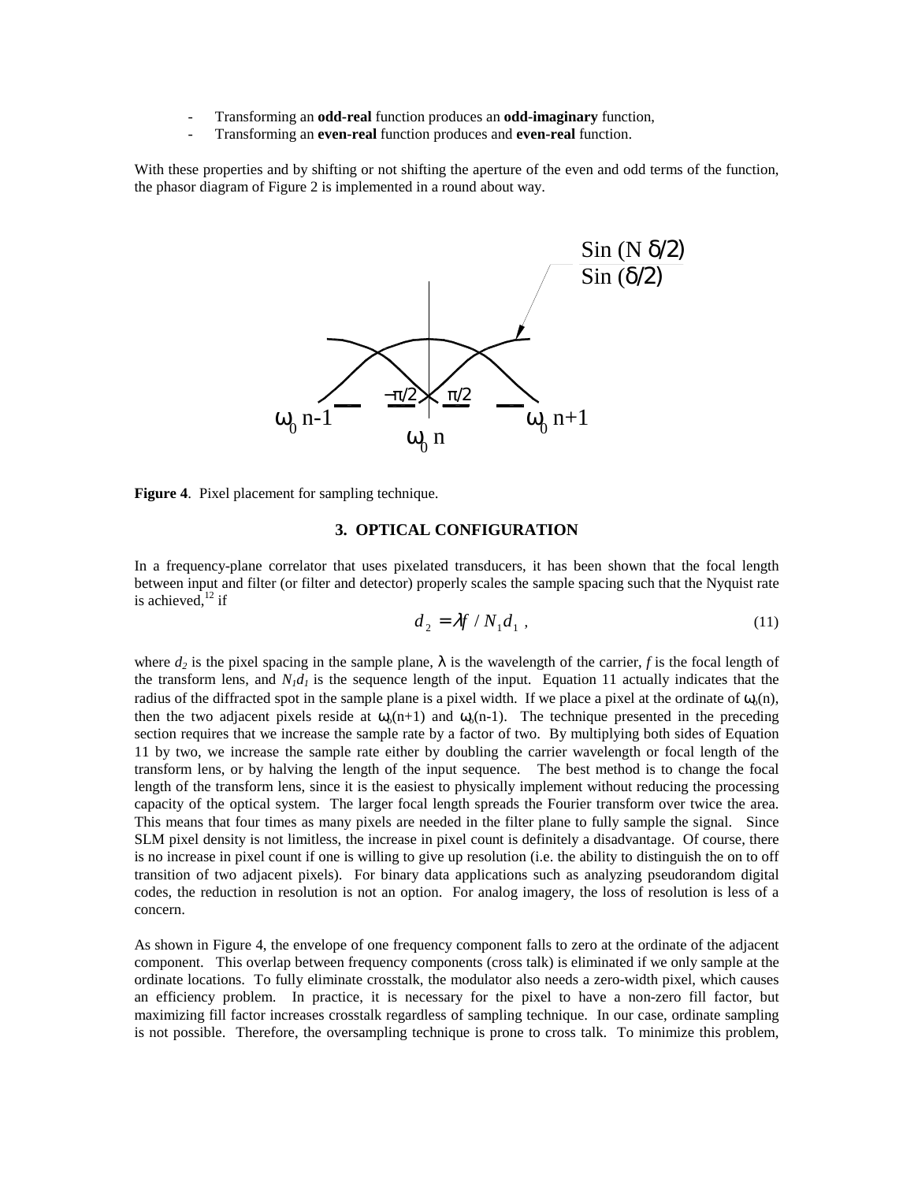- Transforming an **odd-real** function produces an **odd-imaginary** function,
- Transforming an **even-real** function produces and **even-real** function.

With these properties and by shifting or not shifting the aperture of the even and odd terms of the function, the phasor diagram of Figure 2 is implemented in a round about way.

**Figure 4**. Pixel placement for sampling technique.

## 3. OPTICAL CONFIGURATION

In a frequency-plane correlator that uses pixelated transducers, it has been shown that the focal length between input and filter (or filter and detector) properly scales the sample spacing such that the Nyquist rate is achieved,[12] if

$$d_2 = \lambda f / N_1 d_1 \,, \tag{11}$$

where $d_2$ is the pixel spacing in the sample plane, $\lambda$ is the wavelength of the carrier, $f$ is the focal length of the transform lens, and $N_1 d_1$ is the sequence length of the input. Equation 11 actually indicates that the radius of the diffracted spot in the sample plane is a pixel width. If we place a pixel at the ordinate of $\omega_0(n)$, then the two adjacent pixels reside at $\omega_0(n+1)$ and $\omega_0(n-1)$. The technique presented in the preceding section requires that we increase the sample rate by a factor of two. By multiplying both sides of Equation 11 by two, we increase the sample rate either by doubling the carrier wavelength or focal length of the transform lens, or by halving the length of the input sequence. The best method is to change the focal length of the transform lens, since it is the easiest to physically implement without reducing the processing capacity of the optical system. The larger focal length spreads the Fourier transform over twice the area. This means that four times as many pixels are needed in the filter plane to fully sample the signal. Since SLM pixel density is not limitless, the increase in pixel count is definitely a disadvantage. Of course, there is no increase in pixel count if one is willing to give up resolution (i.e. the ability to distinguish the on to off transition of two adjacent pixels). For binary data applications such as analyzing pseudorandom digital codes, the reduction in resolution is not an option. For analog imagery, the loss of resolution is less of a concern.

As shown in Figure 4, the envelope of one frequency component falls to zero at the ordinate of the adjacent component. This overlap between frequency components (cross talk) is eliminated if we only sample at the ordinate locations. To fully eliminate crosstalk, the modulator also needs a zero-width pixel, which causes an efficiency problem. In practice, it is necessary for the pixel to have a non-zero fill factor, but maximizing fill factor increases crosstalk regardless of sampling technique. In our case, ordinate sampling is not possible. Therefore, the oversampling technique is prone to cross talk. To minimize this problem,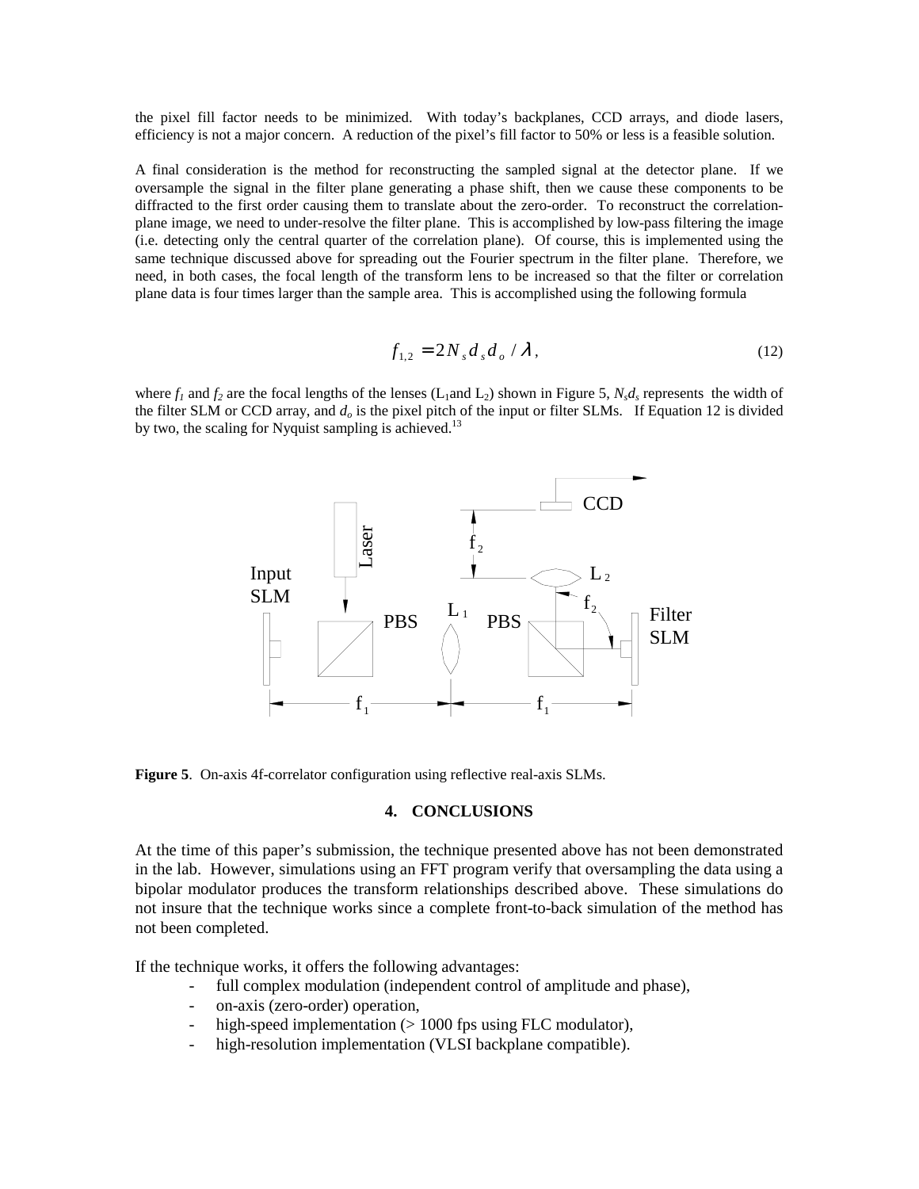the pixel fill factor needs to be minimized. With today's backplanes, CCD arrays, and diode lasers, efficiency is not a major concern. A reduction of the pixel's fill factor to 50% or less is a feasible solution.

A final consideration is the method for reconstructing the sampled signal at the detector plane. If we oversample the signal in the filter plane generating a phase shift, then we cause these components to be diffracted to the first order causing them to translate about the zero-order. To reconstruct the correlation-plane image, we need to under-resolve the filter plane. This is accomplished by low-pass filtering the image (i.e. detecting only the central quarter of the correlation plane). Of course, this is implemented using the same technique discussed above for spreading out the Fourier spectrum in the filter plane. Therefore, we need, in both cases, the focal length of the transform lens to be increased so that the filter or correlation plane data is four times larger than the sample area. This is accomplished using the following formula

$$f_{1,2} = 2N_s d_s d_o / \lambda, \tag{12}$$

where $f_1$ and $f_2$ are the focal lengths of the lenses ($L_1$and $L_2$) shown in Figure 5, $N_s d_s$ represents the width of the filter SLM or CCD array, and $d_o$ is the pixel pitch of the input or filter SLMs. If Equation 12 is divided by two, the scaling for Nyquist sampling is achieved.[13]

**Figure 5**. On-axis 4f-correlator configuration using reflective real-axis SLMs.

## 4. CONCLUSIONS

At the time of this paper's submission, the technique presented above has not been demonstrated in the lab. However, simulations using an FFT program verify that oversampling the data using a bipolar modulator produces the transform relationships described above. These simulations do not insure that the technique works since a complete front-to-back simulation of the method has not been completed.

If the technique works, it offers the following advantages:

- full complex modulation (independent control of amplitude and phase),
- on-axis (zero-order) operation,
- high-speed implementation (> 1000 fps using FLC modulator),
- high-resolution implementation (VLSI backplane compatible).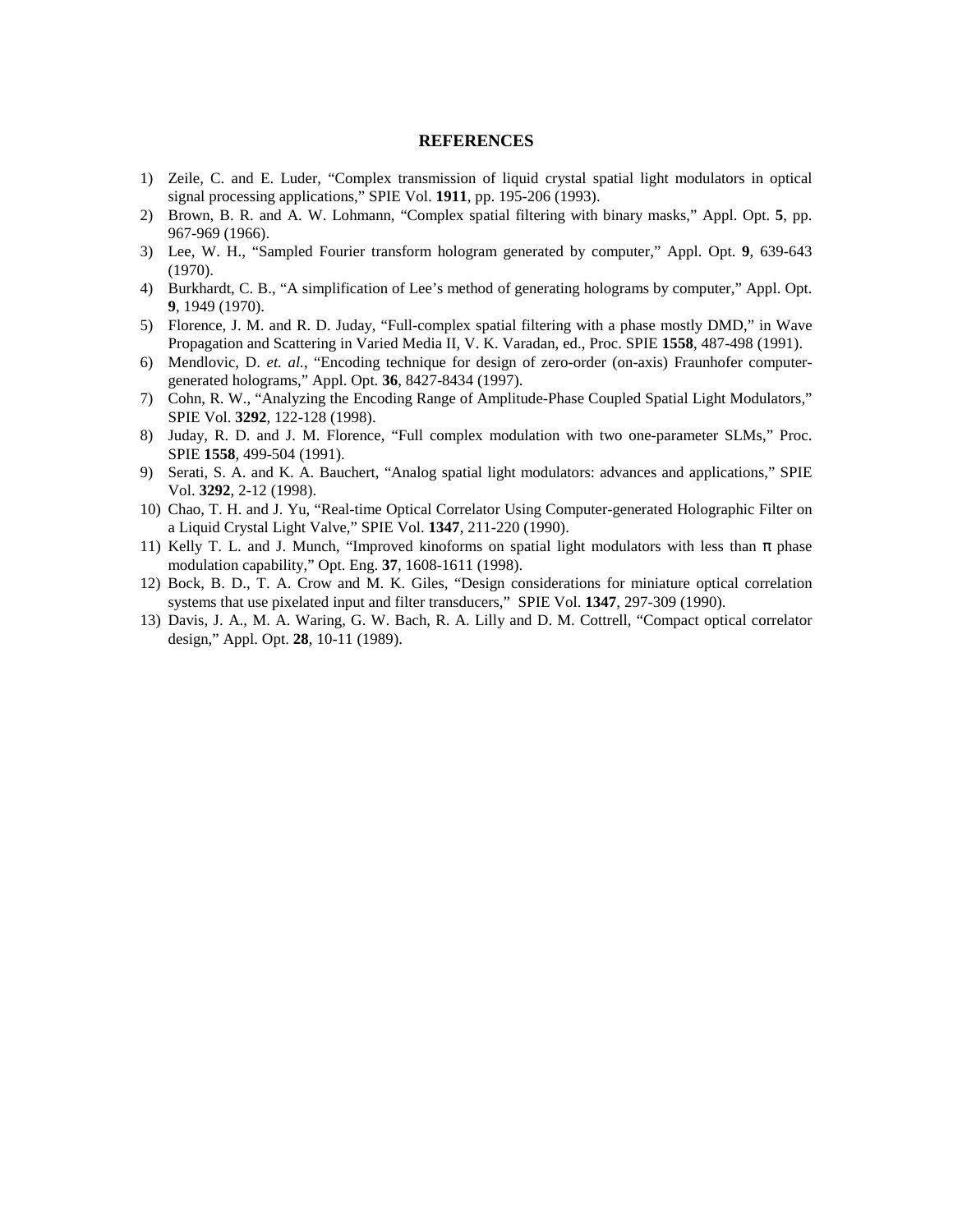## REFERENCES

1) Zeile, C. and E. Luder, "Complex transmission of liquid crystal spatial light modulators in optical signal processing applications," SPIE Vol. **1911**, pp. 195-206 (1993).
2) Brown, B. R. and A. W. Lohmann, "Complex spatial filtering with binary masks," Appl. Opt. **5**, pp. 967-969 (1966).
3) Lee, W. H., "Sampled Fourier transform hologram generated by computer," Appl. Opt. **9**, 639-643 (1970).
4) Burkhardt, C. B., "A simplification of Lee's method of generating holograms by computer," Appl. Opt. **9**, 1949 (1970).
5) Florence, J. M. and R. D. Juday, "Full-complex spatial filtering with a phase mostly DMD," in Wave Propagation and Scattering in Varied Media II, V. K. Varadan, ed., Proc. SPIE **1558**, 487-498 (1991).
6) Mendlovic, D. *et. al.*, "Encoding technique for design of zero-order (on-axis) Fraunhofer computer-generated holograms," Appl. Opt. **36**, 8427-8434 (1997).
7) Cohn, R. W., "Analyzing the Encoding Range of Amplitude-Phase Coupled Spatial Light Modulators," SPIE Vol. **3292**, 122-128 (1998).
8) Juday, R. D. and J. M. Florence, "Full complex modulation with two one-parameter SLMs," Proc. SPIE **1558**, 499-504 (1991).
9) Serati, S. A. and K. A. Bauchert, "Analog spatial light modulators: advances and applications," SPIE Vol. **3292**, 2-12 (1998).
10) Chao, T. H. and J. Yu, "Real-time Optical Correlator Using Computer-generated Holographic Filter on a Liquid Crystal Light Valve," SPIE Vol. **1347**, 211-220 (1990).
11) Kelly T. L. and J. Munch, "Improved kinoforms on spatial light modulators with less than $\pi$ phase modulation capability," Opt. Eng. **37**, 1608-1611 (1998).
12) Bock, B. D., T. A. Crow and M. K. Giles, "Design considerations for miniature optical correlation systems that use pixelated input and filter transducers," SPIE Vol. **1347**, 297-309 (1990).
13) Davis, J. A., M. A. Waring, G. W. Bach, R. A. Lilly and D. M. Cottrell, "Compact optical correlator design," Appl. Opt. **28**, 10-11 (1989).